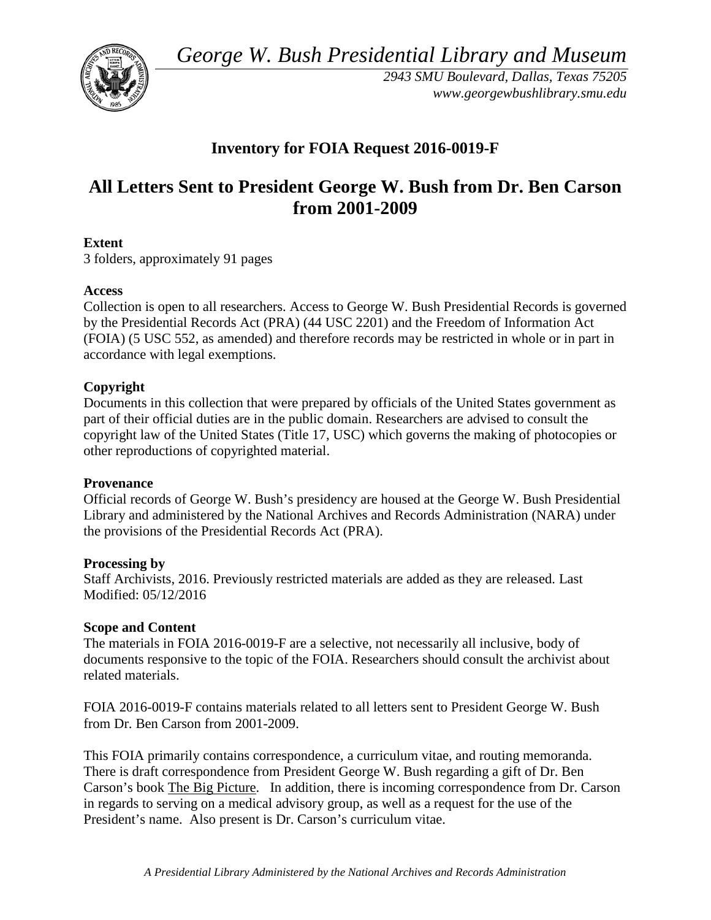*George W. Bush Presidential Library and Museum*

*2943 SMU Boulevard, Dallas, Texas 75205*
*www.georgewbushlibrary.smu.edu*

## Inventory for FOIA Request 2016-0019-F

# All Letters Sent to President George W. Bush from Dr. Ben Carson from 2001-2009

**Extent**
3 folders, approximately 91 pages

**Access**
Collection is open to all researchers. Access to George W. Bush Presidential Records is governed by the Presidential Records Act (PRA) (44 USC 2201) and the Freedom of Information Act (FOIA) (5 USC 552, as amended) and therefore records may be restricted in whole or in part in accordance with legal exemptions.

**Copyright**
Documents in this collection that were prepared by officials of the United States government as part of their official duties are in the public domain. Researchers are advised to consult the copyright law of the United States (Title 17, USC) which governs the making of photocopies or other reproductions of copyrighted material.

**Provenance**
Official records of George W. Bush's presidency are housed at the George W. Bush Presidential Library and administered by the National Archives and Records Administration (NARA) under the provisions of the Presidential Records Act (PRA).

**Processing by**
Staff Archivists, 2016. Previously restricted materials are added as they are released. Last Modified: 05/12/2016

**Scope and Content**
The materials in FOIA 2016-0019-F are a selective, not necessarily all inclusive, body of documents responsive to the topic of the FOIA. Researchers should consult the archivist about related materials.

FOIA 2016-0019-F contains materials related to all letters sent to President George W. Bush from Dr. Ben Carson from 2001-2009.

This FOIA primarily contains correspondence, a curriculum vitae, and routing memoranda. There is draft correspondence from President George W. Bush regarding a gift of Dr. Ben Carson's book The Big Picture. In addition, there is incoming correspondence from Dr. Carson in regards to serving on a medical advisory group, as well as a request for the use of the President's name. Also present is Dr. Carson's curriculum vitae.

*A Presidential Library Administered by the National Archives and Records Administration*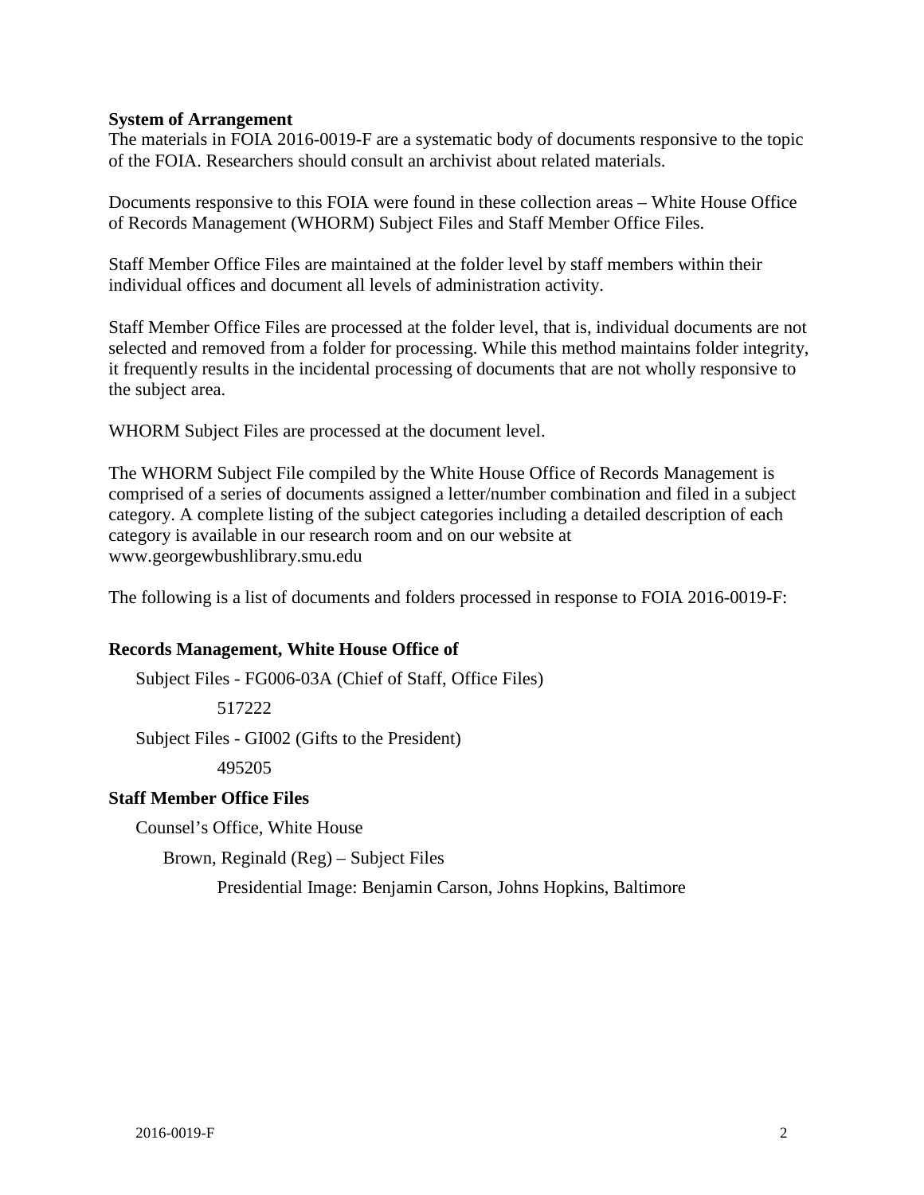**System of Arrangement**

The materials in FOIA 2016-0019-F are a systematic body of documents responsive to the topic of the FOIA. Researchers should consult an archivist about related materials.

Documents responsive to this FOIA were found in these collection areas – White House Office of Records Management (WHORM) Subject Files and Staff Member Office Files.

Staff Member Office Files are maintained at the folder level by staff members within their individual offices and document all levels of administration activity.

Staff Member Office Files are processed at the folder level, that is, individual documents are not selected and removed from a folder for processing. While this method maintains folder integrity, it frequently results in the incidental processing of documents that are not wholly responsive to the subject area.

WHORM Subject Files are processed at the document level.

The WHORM Subject File compiled by the White House Office of Records Management is comprised of a series of documents assigned a letter/number combination and filed in a subject category. A complete listing of the subject categories including a detailed description of each category is available in our research room and on our website at www.georgewbushlibrary.smu.edu

The following is a list of documents and folders processed in response to FOIA 2016-0019-F:

**Records Management, White House Office of**

Subject Files - FG006-03A (Chief of Staff, Office Files)

517222

Subject Files - GI002 (Gifts to the President)

495205

**Staff Member Office Files**

Counsel's Office, White House

Brown, Reginald (Reg) – Subject Files

Presidential Image: Benjamin Carson, Johns Hopkins, Baltimore